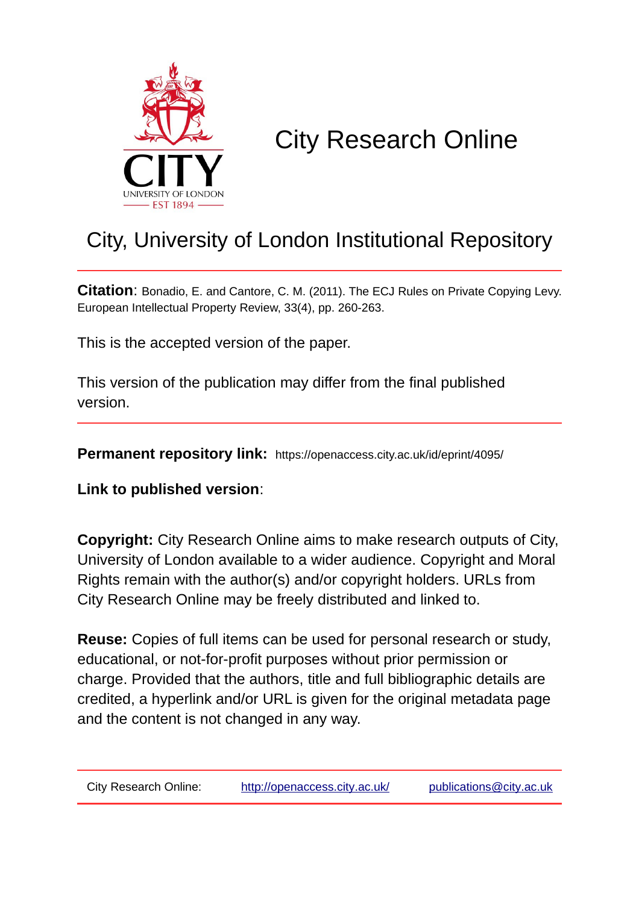# City Research Online

## City, University of London Institutional Repository

**Citation**: Bonadio, E. and Cantore, C. M. (2011). The ECJ Rules on Private Copying Levy. European Intellectual Property Review, 33(4), pp. 260-263.

This is the accepted version of the paper.

This version of the publication may differ from the final published version.

**Permanent repository link:** https://openaccess.city.ac.uk/id/eprint/4095/

**Link to published version**:

**Copyright:** City Research Online aims to make research outputs of City, University of London available to a wider audience. Copyright and Moral Rights remain with the author(s) and/or copyright holders. URLs from City Research Online may be freely distributed and linked to.

**Reuse:** Copies of full items can be used for personal research or study, educational, or not-for-profit purposes without prior permission or charge. Provided that the authors, title and full bibliographic details are credited, a hyperlink and/or URL is given for the original metadata page and the content is not changed in any way.

City Research Online: http://openaccess.city.ac.uk/ publications@city.ac.uk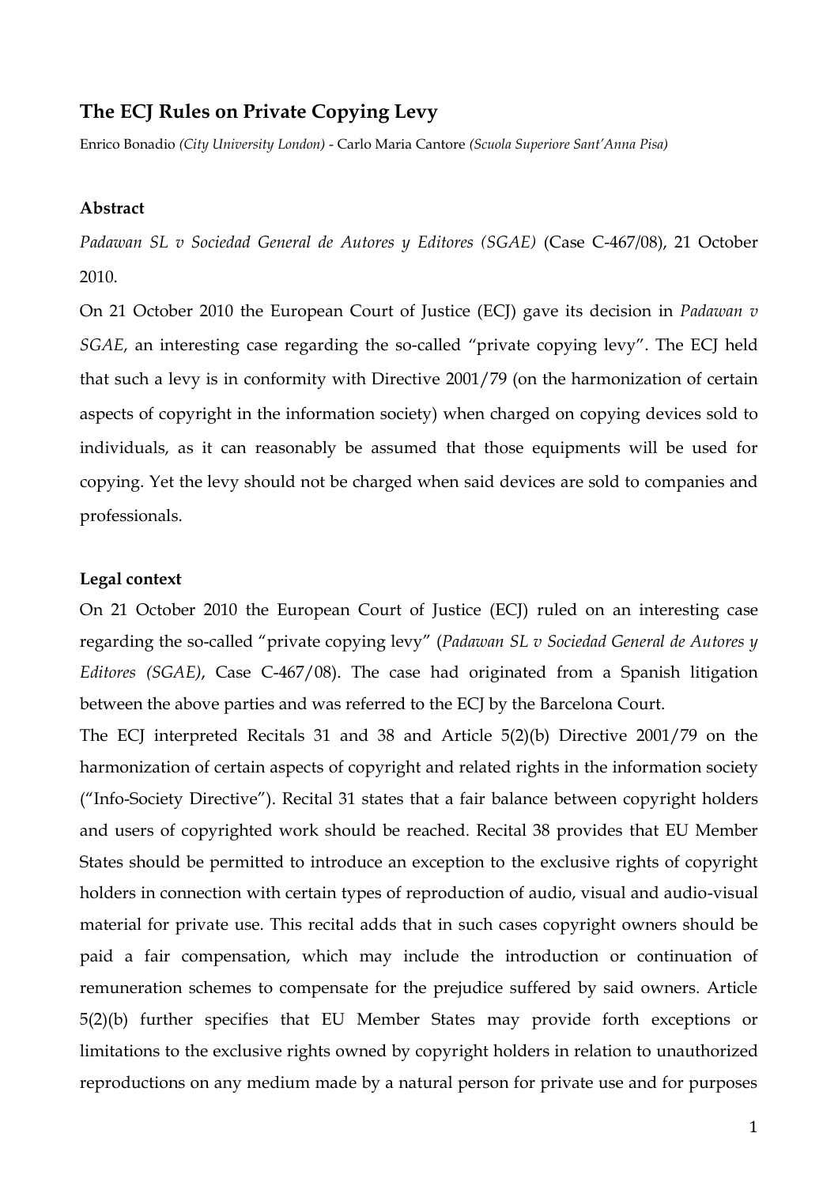## The ECJ Rules on Private Copying Levy

Enrico Bonadio *(City University London)* - Carlo Maria Cantore *(Scuola Superiore Sant'Anna Pisa)*

### Abstract

*Padawan SL v Sociedad General de Autores y Editores (SGAE)* (Case C-467/08), 21 October 2010.

On 21 October 2010 the European Court of Justice (ECJ) gave its decision in *Padawan v SGAE*, an interesting case regarding the so-called "private copying levy". The ECJ held that such a levy is in conformity with Directive 2001/79 (on the harmonization of certain aspects of copyright in the information society) when charged on copying devices sold to individuals, as it can reasonably be assumed that those equipments will be used for copying. Yet the levy should not be charged when said devices are sold to companies and professionals.

### Legal context

On 21 October 2010 the European Court of Justice (ECJ) ruled on an interesting case regarding the so-called "private copying levy" (*Padawan SL v Sociedad General de Autores y Editores (SGAE)*, Case C-467/08). The case had originated from a Spanish litigation between the above parties and was referred to the ECJ by the Barcelona Court.

The ECJ interpreted Recitals 31 and 38 and Article 5(2)(b) Directive 2001/79 on the harmonization of certain aspects of copyright and related rights in the information society ("Info-Society Directive"). Recital 31 states that a fair balance between copyright holders and users of copyrighted work should be reached. Recital 38 provides that EU Member States should be permitted to introduce an exception to the exclusive rights of copyright holders in connection with certain types of reproduction of audio, visual and audio-visual material for private use. This recital adds that in such cases copyright owners should be paid a fair compensation, which may include the introduction or continuation of remuneration schemes to compensate for the prejudice suffered by said owners. Article 5(2)(b) further specifies that EU Member States may provide forth exceptions or limitations to the exclusive rights owned by copyright holders in relation to unauthorized reproductions on any medium made by a natural person for private use and for purposes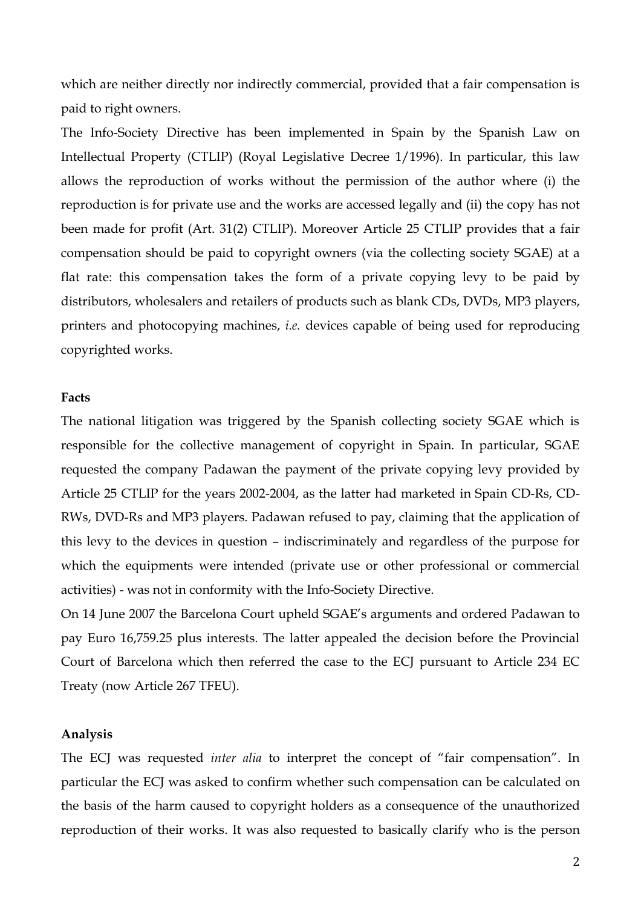which are neither directly nor indirectly commercial, provided that a fair compensation is paid to right owners.

The Info-Society Directive has been implemented in Spain by the Spanish Law on Intellectual Property (CTLIP) (Royal Legislative Decree 1/1996). In particular, this law allows the reproduction of works without the permission of the author where (i) the reproduction is for private use and the works are accessed legally and (ii) the copy has not been made for profit (Art. 31(2) CTLIP). Moreover Article 25 CTLIP provides that a fair compensation should be paid to copyright owners (via the collecting society SGAE) at a flat rate: this compensation takes the form of a private copying levy to be paid by distributors, wholesalers and retailers of products such as blank CDs, DVDs, MP3 players, printers and photocopying machines, *i.e.* devices capable of being used for reproducing copyrighted works.

**Facts**

The national litigation was triggered by the Spanish collecting society SGAE which is responsible for the collective management of copyright in Spain. In particular, SGAE requested the company Padawan the payment of the private copying levy provided by Article 25 CTLIP for the years 2002-2004, as the latter had marketed in Spain CD-Rs, CD-RWs, DVD-Rs and MP3 players. Padawan refused to pay, claiming that the application of this levy to the devices in question – indiscriminately and regardless of the purpose for which the equipments were intended (private use or other professional or commercial activities) - was not in conformity with the Info-Society Directive.

On 14 June 2007 the Barcelona Court upheld SGAE's arguments and ordered Padawan to pay Euro 16,759.25 plus interests. The latter appealed the decision before the Provincial Court of Barcelona which then referred the case to the ECJ pursuant to Article 234 EC Treaty (now Article 267 TFEU).

**Analysis**

The ECJ was requested *inter alia* to interpret the concept of "fair compensation". In particular the ECJ was asked to confirm whether such compensation can be calculated on the basis of the harm caused to copyright holders as a consequence of the unauthorized reproduction of their works. It was also requested to basically clarify who is the person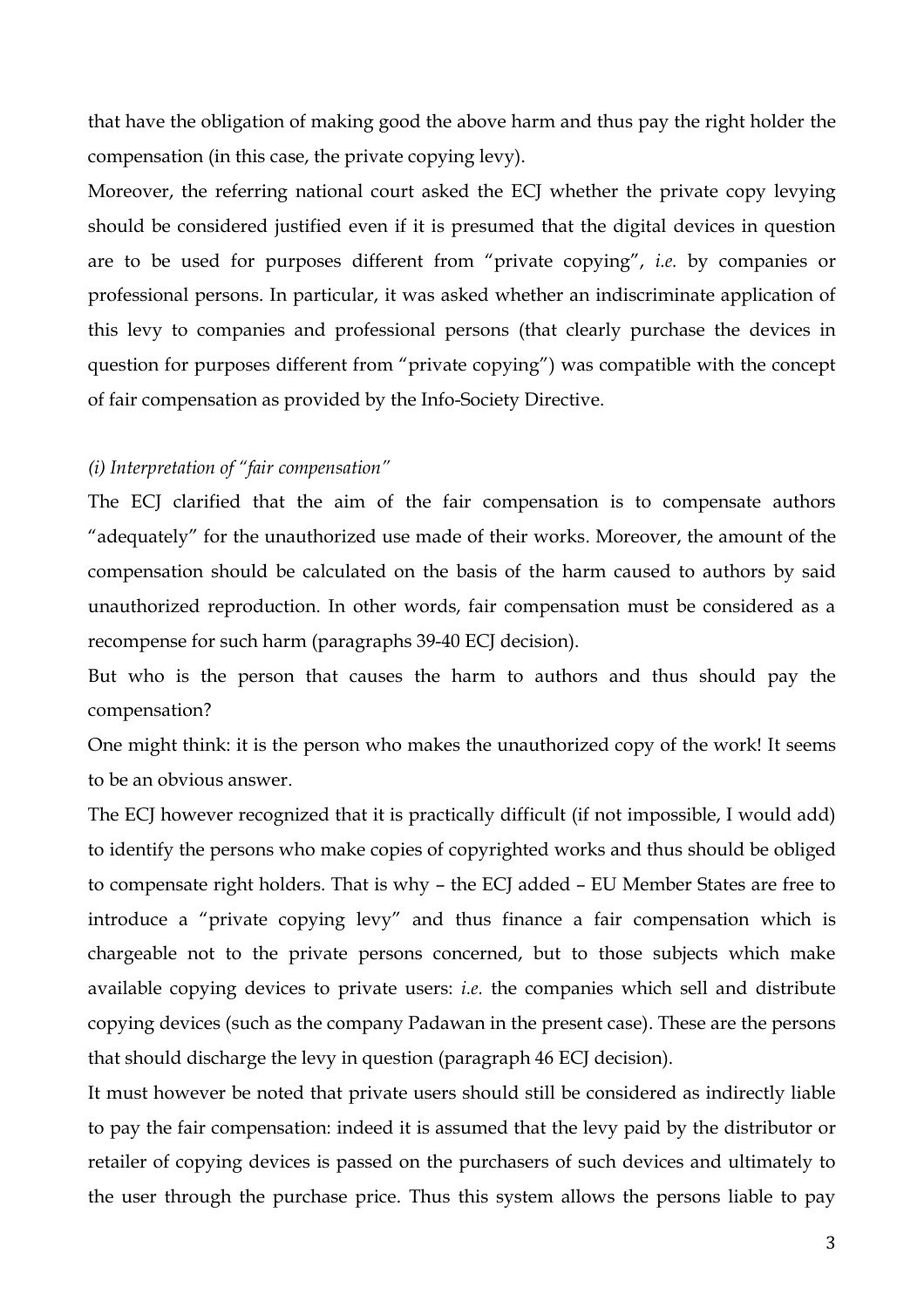that have the obligation of making good the above harm and thus pay the right holder the compensation (in this case, the private copying levy).

Moreover, the referring national court asked the ECJ whether the private copy levying should be considered justified even if it is presumed that the digital devices in question are to be used for purposes different from "private copying", *i.e.* by companies or professional persons. In particular, it was asked whether an indiscriminate application of this levy to companies and professional persons (that clearly purchase the devices in question for purposes different from "private copying") was compatible with the concept of fair compensation as provided by the Info-Society Directive.

*(i) Interpretation of "fair compensation"*

The ECJ clarified that the aim of the fair compensation is to compensate authors "adequately" for the unauthorized use made of their works. Moreover, the amount of the compensation should be calculated on the basis of the harm caused to authors by said unauthorized reproduction. In other words, fair compensation must be considered as a recompense for such harm (paragraphs 39-40 ECJ decision).

But who is the person that causes the harm to authors and thus should pay the compensation?

One might think: it is the person who makes the unauthorized copy of the work! It seems to be an obvious answer.

The ECJ however recognized that it is practically difficult (if not impossible, I would add) to identify the persons who make copies of copyrighted works and thus should be obliged to compensate right holders. That is why – the ECJ added – EU Member States are free to introduce a "private copying levy" and thus finance a fair compensation which is chargeable not to the private persons concerned, but to those subjects which make available copying devices to private users: *i.e.* the companies which sell and distribute copying devices (such as the company Padawan in the present case). These are the persons that should discharge the levy in question (paragraph 46 ECJ decision).

It must however be noted that private users should still be considered as indirectly liable to pay the fair compensation: indeed it is assumed that the levy paid by the distributor or retailer of copying devices is passed on the purchasers of such devices and ultimately to the user through the purchase price. Thus this system allows the persons liable to pay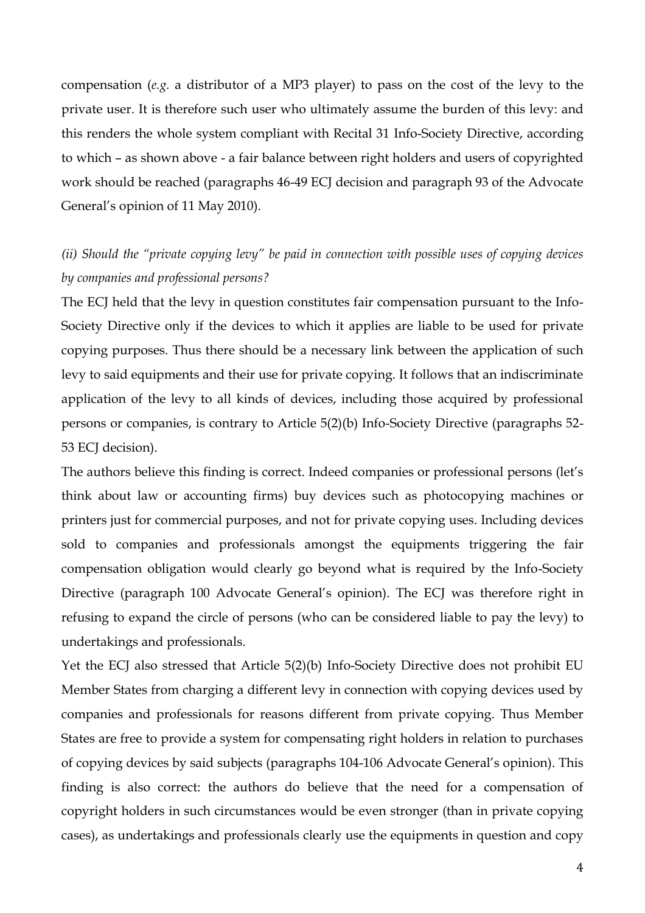compensation (*e.g.* a distributor of a MP3 player) to pass on the cost of the levy to the private user. It is therefore such user who ultimately assume the burden of this levy: and this renders the whole system compliant with Recital 31 Info-Society Directive, according to which – as shown above - a fair balance between right holders and users of copyrighted work should be reached (paragraphs 46-49 ECJ decision and paragraph 93 of the Advocate General's opinion of 11 May 2010).

*(ii) Should the "private copying levy" be paid in connection with possible uses of copying devices by companies and professional persons?*

The ECJ held that the levy in question constitutes fair compensation pursuant to the Info-Society Directive only if the devices to which it applies are liable to be used for private copying purposes. Thus there should be a necessary link between the application of such levy to said equipments and their use for private copying. It follows that an indiscriminate application of the levy to all kinds of devices, including those acquired by professional persons or companies, is contrary to Article 5(2)(b) Info-Society Directive (paragraphs 52-53 ECJ decision).

The authors believe this finding is correct. Indeed companies or professional persons (let's think about law or accounting firms) buy devices such as photocopying machines or printers just for commercial purposes, and not for private copying uses. Including devices sold to companies and professionals amongst the equipments triggering the fair compensation obligation would clearly go beyond what is required by the Info-Society Directive (paragraph 100 Advocate General's opinion). The ECJ was therefore right in refusing to expand the circle of persons (who can be considered liable to pay the levy) to undertakings and professionals.

Yet the ECJ also stressed that Article 5(2)(b) Info-Society Directive does not prohibit EU Member States from charging a different levy in connection with copying devices used by companies and professionals for reasons different from private copying. Thus Member States are free to provide a system for compensating right holders in relation to purchases of copying devices by said subjects (paragraphs 104-106 Advocate General's opinion). This finding is also correct: the authors do believe that the need for a compensation of copyright holders in such circumstances would be even stronger (than in private copying cases), as undertakings and professionals clearly use the equipments in question and copy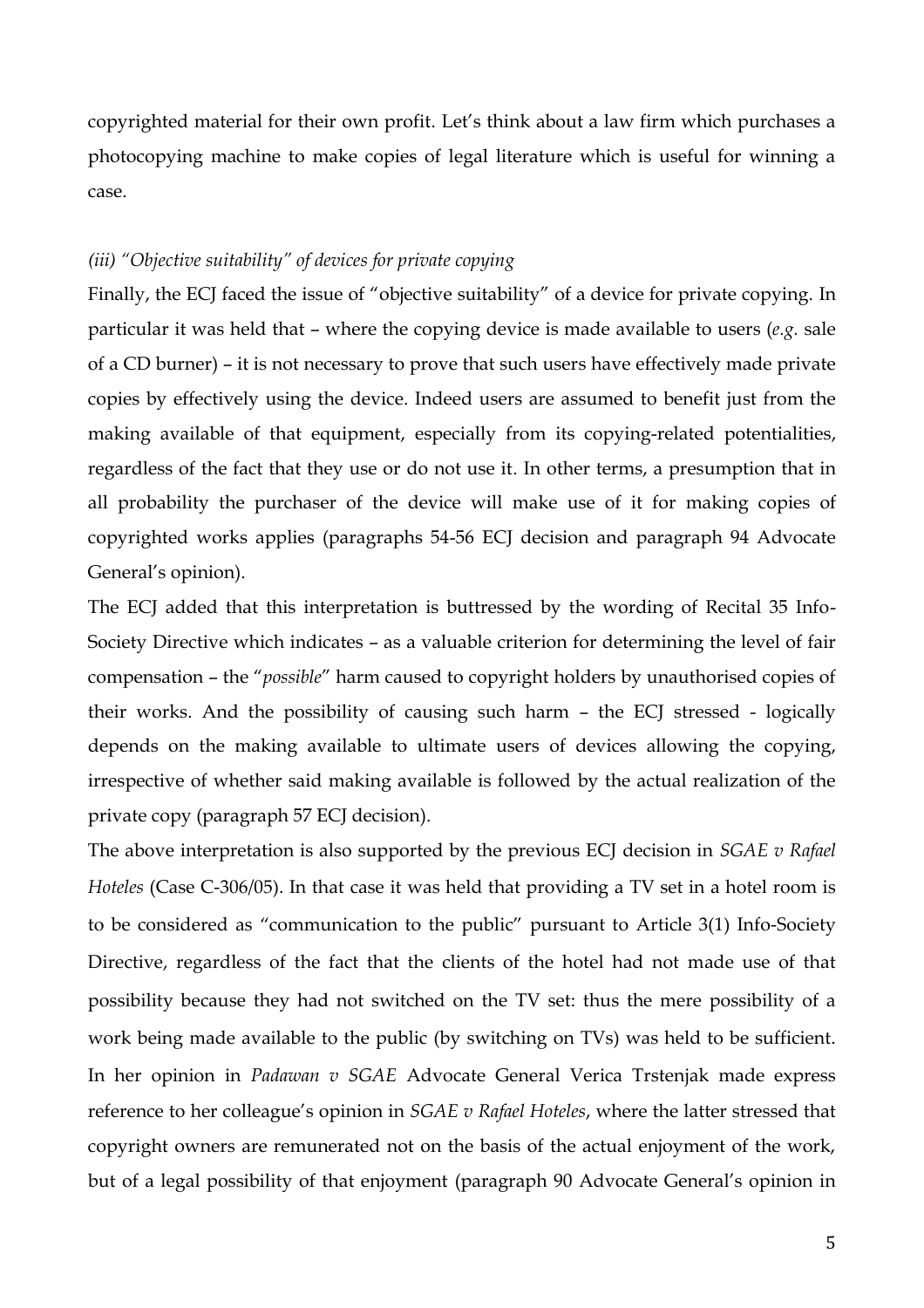copyrighted material for their own profit. Let's think about a law firm which purchases a photocopying machine to make copies of legal literature which is useful for winning a case.

*(iii) "Objective suitability" of devices for private copying*

Finally, the ECJ faced the issue of "objective suitability" of a device for private copying. In particular it was held that – where the copying device is made available to users (*e.g.* sale of a CD burner) – it is not necessary to prove that such users have effectively made private copies by effectively using the device. Indeed users are assumed to benefit just from the making available of that equipment, especially from its copying-related potentialities, regardless of the fact that they use or do not use it. In other terms, a presumption that in all probability the purchaser of the device will make use of it for making copies of copyrighted works applies (paragraphs 54-56 ECJ decision and paragraph 94 Advocate General's opinion).

The ECJ added that this interpretation is buttressed by the wording of Recital 35 Info-Society Directive which indicates – as a valuable criterion for determining the level of fair compensation – the "*possible*" harm caused to copyright holders by unauthorised copies of their works. And the possibility of causing such harm – the ECJ stressed - logically depends on the making available to ultimate users of devices allowing the copying, irrespective of whether said making available is followed by the actual realization of the private copy (paragraph 57 ECJ decision).

The above interpretation is also supported by the previous ECJ decision in *SGAE v Rafael Hoteles* (Case C-306/05). In that case it was held that providing a TV set in a hotel room is to be considered as "communication to the public" pursuant to Article 3(1) Info-Society Directive, regardless of the fact that the clients of the hotel had not made use of that possibility because they had not switched on the TV set: thus the mere possibility of a work being made available to the public (by switching on TVs) was held to be sufficient. In her opinion in *Padawan v SGAE* Advocate General Verica Trstenjak made express reference to her colleague's opinion in *SGAE v Rafael Hoteles*, where the latter stressed that copyright owners are remunerated not on the basis of the actual enjoyment of the work, but of a legal possibility of that enjoyment (paragraph 90 Advocate General's opinion in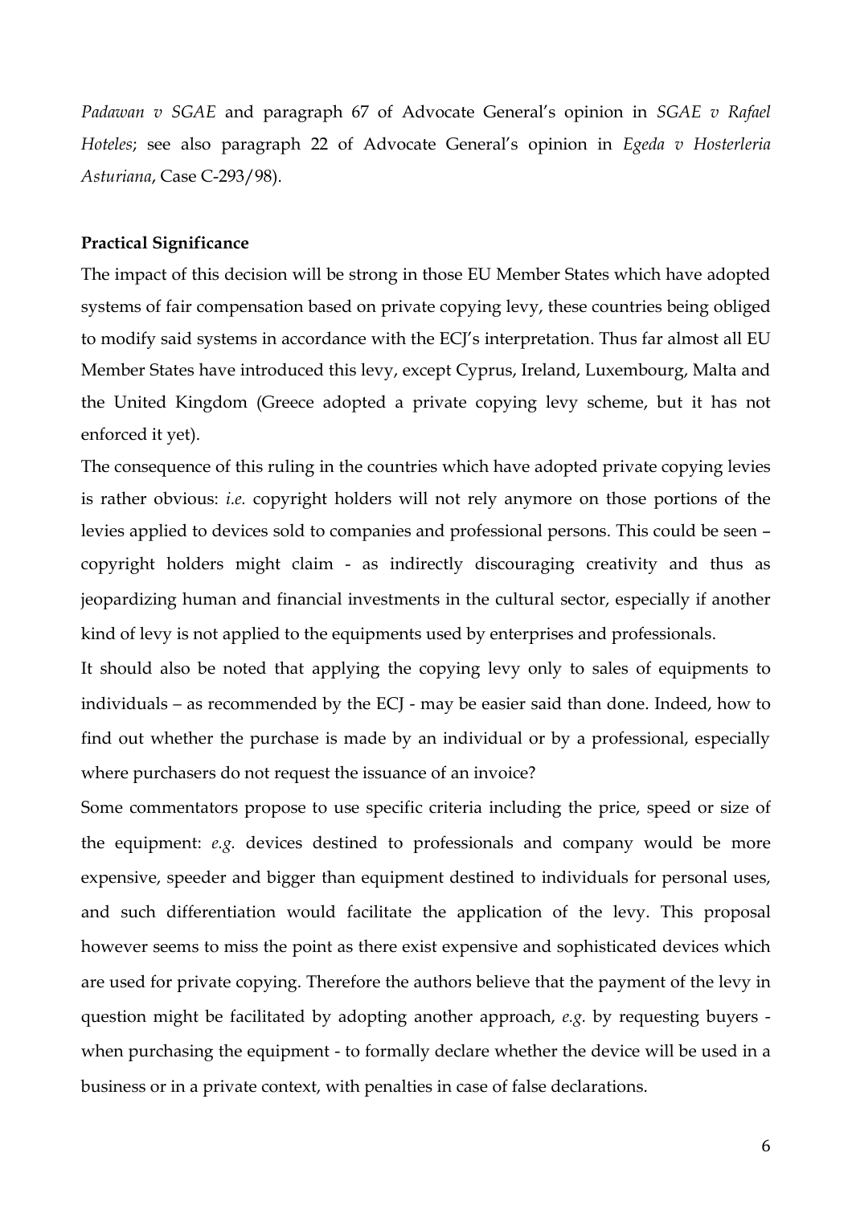*Padawan v SGAE* and paragraph 67 of Advocate General's opinion in *SGAE v Rafael Hoteles*; see also paragraph 22 of Advocate General's opinion in *Egeda v Hosterleria Asturiana*, Case C-293/98).

**Practical Significance**

The impact of this decision will be strong in those EU Member States which have adopted systems of fair compensation based on private copying levy, these countries being obliged to modify said systems in accordance with the ECJ's interpretation. Thus far almost all EU Member States have introduced this levy, except Cyprus, Ireland, Luxembourg, Malta and the United Kingdom (Greece adopted a private copying levy scheme, but it has not enforced it yet).

The consequence of this ruling in the countries which have adopted private copying levies is rather obvious: *i.e.* copyright holders will not rely anymore on those portions of the levies applied to devices sold to companies and professional persons. This could be seen – copyright holders might claim - as indirectly discouraging creativity and thus as jeopardizing human and financial investments in the cultural sector, especially if another kind of levy is not applied to the equipments used by enterprises and professionals.

It should also be noted that applying the copying levy only to sales of equipments to individuals – as recommended by the ECJ - may be easier said than done. Indeed, how to find out whether the purchase is made by an individual or by a professional, especially where purchasers do not request the issuance of an invoice?

Some commentators propose to use specific criteria including the price, speed or size of the equipment: *e.g.* devices destined to professionals and company would be more expensive, speeder and bigger than equipment destined to individuals for personal uses, and such differentiation would facilitate the application of the levy. This proposal however seems to miss the point as there exist expensive and sophisticated devices which are used for private copying. Therefore the authors believe that the payment of the levy in question might be facilitated by adopting another approach, *e.g.* by requesting buyers - when purchasing the equipment - to formally declare whether the device will be used in a business or in a private context, with penalties in case of false declarations.